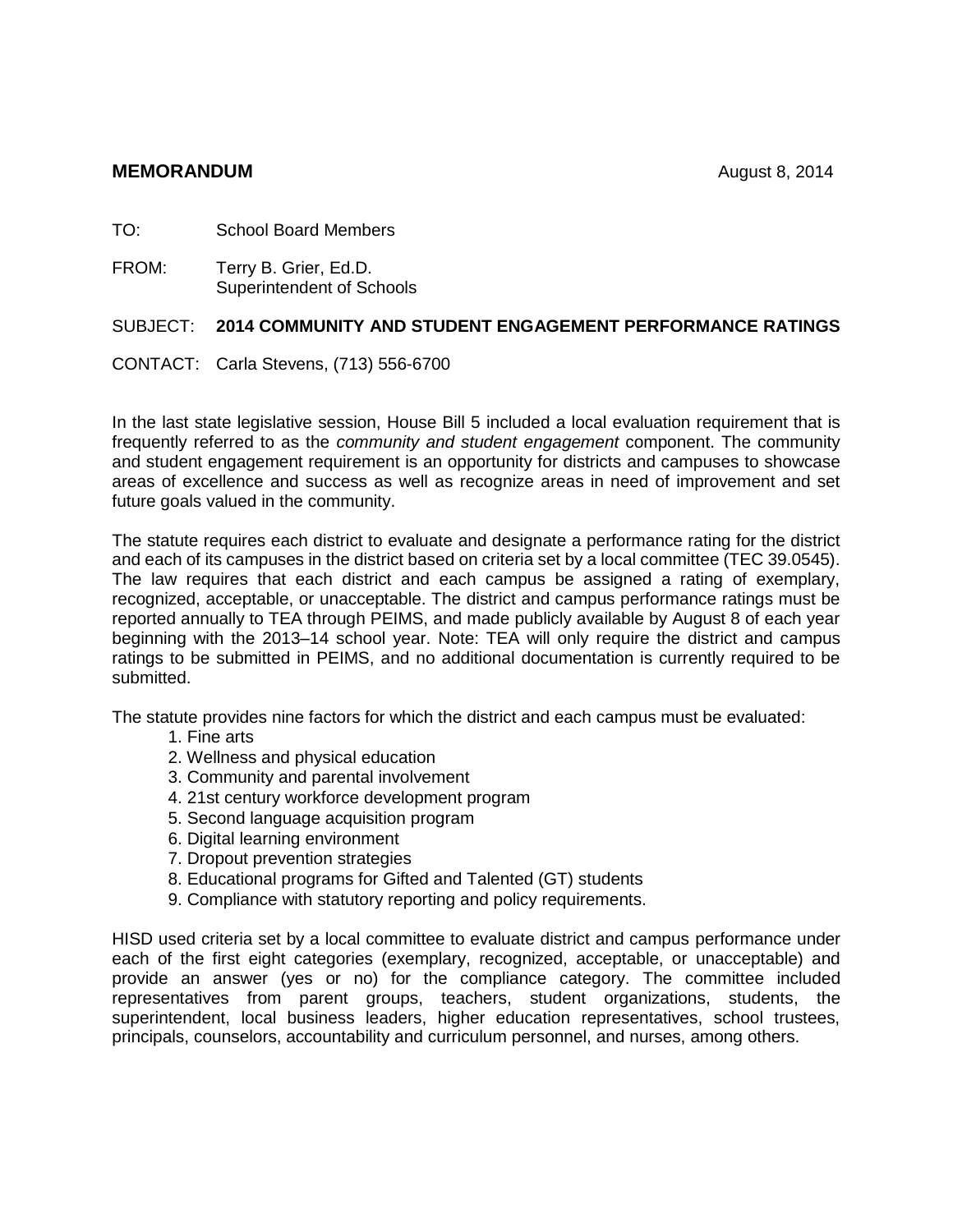**MEMORANDUM** August 8, 2014

TO: School Board Members

FROM: Terry B. Grier, Ed.D.
Superintendent of Schools

SUBJECT: **2014 COMMUNITY AND STUDENT ENGAGEMENT PERFORMANCE RATINGS**

CONTACT: Carla Stevens, (713) 556-6700

In the last state legislative session, House Bill 5 included a local evaluation requirement that is frequently referred to as the *community and student engagement* component. The community and student engagement requirement is an opportunity for districts and campuses to showcase areas of excellence and success as well as recognize areas in need of improvement and set future goals valued in the community.

The statute requires each district to evaluate and designate a performance rating for the district and each of its campuses in the district based on criteria set by a local committee (TEC 39.0545). The law requires that each district and each campus be assigned a rating of exemplary, recognized, acceptable, or unacceptable. The district and campus performance ratings must be reported annually to TEA through PEIMS, and made publicly available by August 8 of each year beginning with the 2013–14 school year. Note: TEA will only require the district and campus ratings to be submitted in PEIMS, and no additional documentation is currently required to be submitted.

The statute provides nine factors for which the district and each campus must be evaluated:

1. Fine arts
2. Wellness and physical education
3. Community and parental involvement
4. 21st century workforce development program
5. Second language acquisition program
6. Digital learning environment
7. Dropout prevention strategies
8. Educational programs for Gifted and Talented (GT) students
9. Compliance with statutory reporting and policy requirements.

HISD used criteria set by a local committee to evaluate district and campus performance under each of the first eight categories (exemplary, recognized, acceptable, or unacceptable) and provide an answer (yes or no) for the compliance category. The committee included representatives from parent groups, teachers, student organizations, students, the superintendent, local business leaders, higher education representatives, school trustees, principals, counselors, accountability and curriculum personnel, and nurses, among others.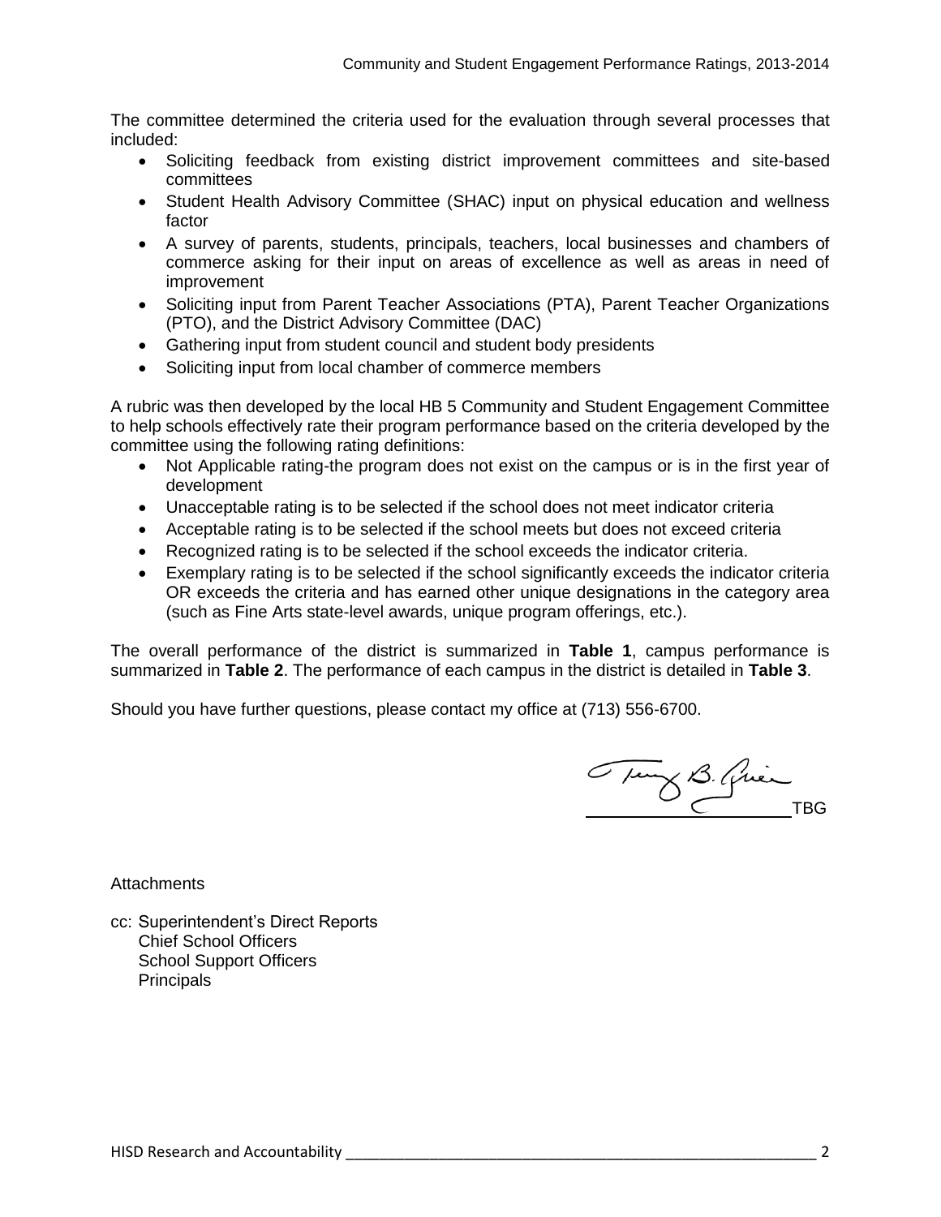The committee determined the criteria used for the evaluation through several processes that included:

- Soliciting feedback from existing district improvement committees and site-based committees
- Student Health Advisory Committee (SHAC) input on physical education and wellness factor
- A survey of parents, students, principals, teachers, local businesses and chambers of commerce asking for their input on areas of excellence as well as areas in need of improvement
- Soliciting input from Parent Teacher Associations (PTA), Parent Teacher Organizations (PTO), and the District Advisory Committee (DAC)
- Gathering input from student council and student body presidents
- Soliciting input from local chamber of commerce members

A rubric was then developed by the local HB 5 Community and Student Engagement Committee to help schools effectively rate their program performance based on the criteria developed by the committee using the following rating definitions:

- Not Applicable rating-the program does not exist on the campus or is in the first year of development
- Unacceptable rating is to be selected if the school does not meet indicator criteria
- Acceptable rating is to be selected if the school meets but does not exceed criteria
- Recognized rating is to be selected if the school exceeds the indicator criteria.
- Exemplary rating is to be selected if the school significantly exceeds the indicator criteria OR exceeds the criteria and has earned other unique designations in the category area (such as Fine Arts state-level awards, unique program offerings, etc.).

The overall performance of the district is summarized in **Table 1**, campus performance is summarized in **Table 2**. The performance of each campus in the district is detailed in **Table 3**.

Should you have further questions, please contact my office at (713) 556-6700.

TBG

Attachments

cc: Superintendent's Direct Reports
Chief School Officers
School Support Officers
Principals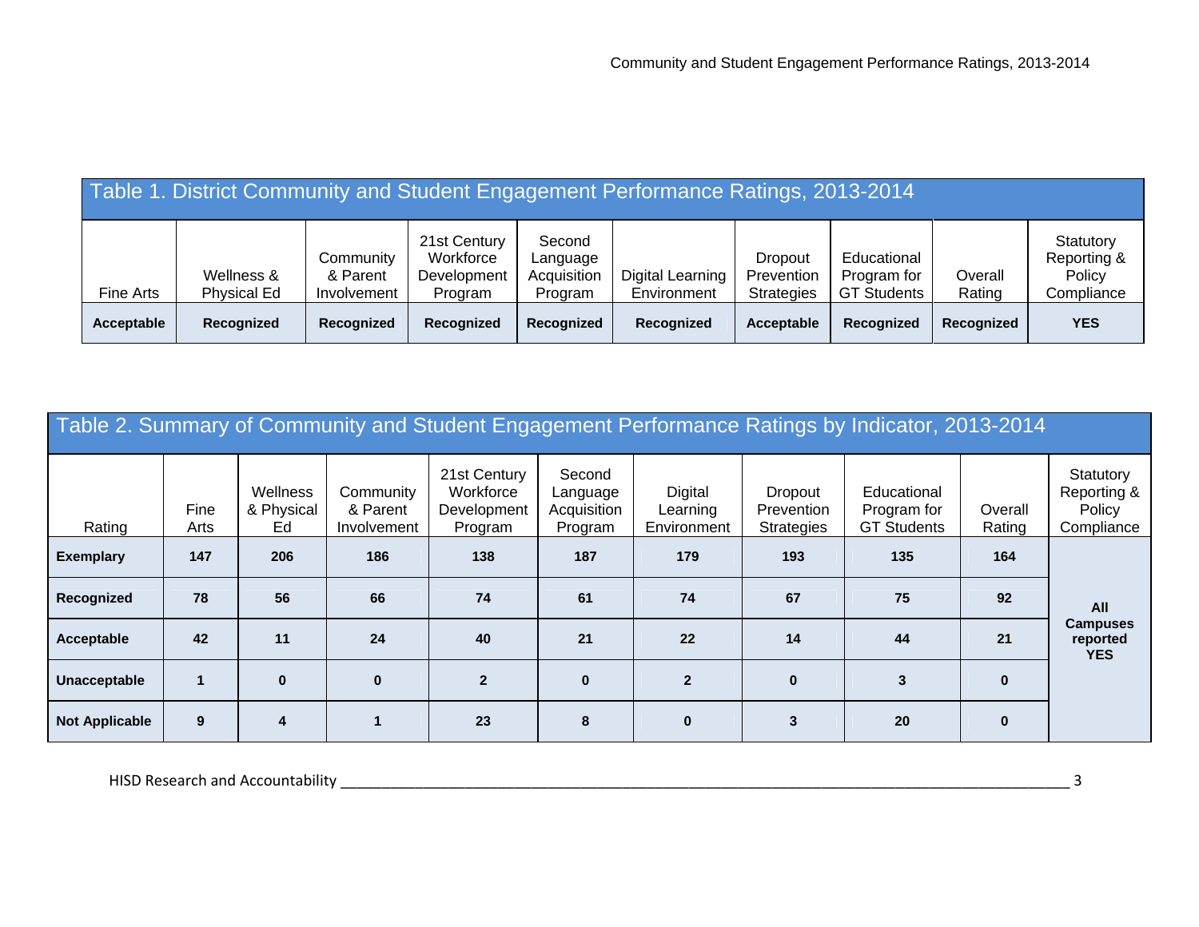**Table 1. District Community and Student Engagement Performance Ratings, 2013-2014**

| Fine Arts | Wellness & Physical Ed | Community & Parent Involvement | 21st Century Workforce Development Program | Second Language Acquisition Program | Digital Learning Environment | Dropout Prevention Strategies | Educational Program for GT Students | Overall Rating | Statutory Reporting & Policy Compliance |
|---|---|---|---|---|---|---|---|---|---|
| **Acceptable** | **Recognized** | **Recognized** | **Recognized** | **Recognized** | **Recognized** | **Acceptable** | **Recognized** | **Recognized** | **YES** |

**Table 2. Summary of Community and Student Engagement Performance Ratings by Indicator, 2013-2014**

| Rating | Fine Arts | Wellness & Physical Ed | Community & Parent Involvement | 21st Century Workforce Development Program | Second Language Acquisition Program | Digital Learning Environment | Dropout Prevention Strategies | Educational Program for GT Students | Overall Rating | Statutory Reporting & Policy Compliance |
|---|---|---|---|---|---|---|---|---|---|---|
| **Exemplary** | **147** | **206** | **186** | **138** | **187** | **179** | **193** | **135** | **164** | **All Campuses reported YES** |
| **Recognized** | **78** | **56** | **66** | **74** | **61** | **74** | **67** | **75** | **92** | |
| **Acceptable** | **42** | **11** | **24** | **40** | **21** | **22** | **14** | **44** | **21** | |
| **Unacceptable** | **1** | **0** | **0** | **2** | **0** | **2** | **0** | **3** | **0** | |
| **Not Applicable** | **9** | **4** | **1** | **23** | **8** | **0** | **3** | **20** | **0** | |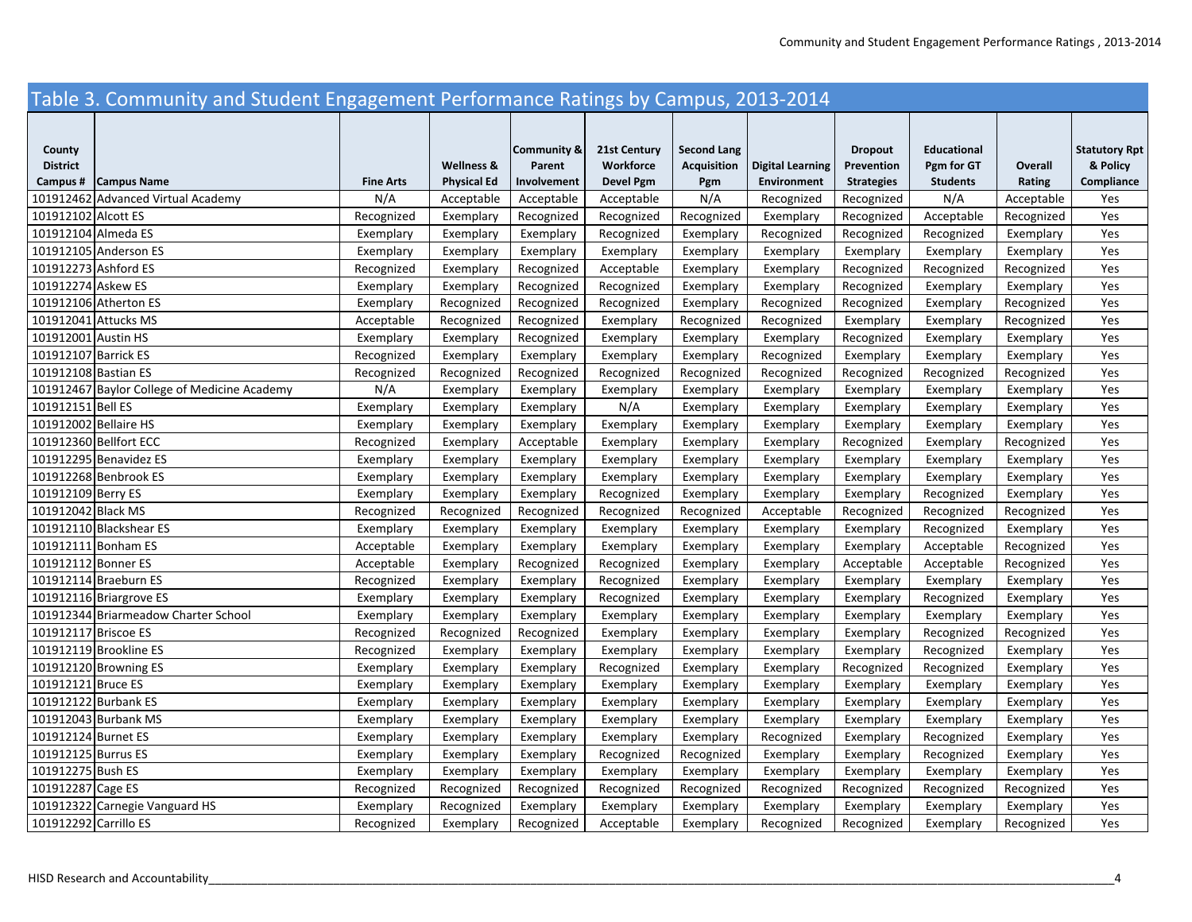## Table 3. Community and Student Engagement Performance Ratings by Campus, 2013-2014

| County District Campus # | Campus Name | Fine Arts | Wellness & Physical Ed | Community & Parent Involvement | 21st Century Workforce Devel Pgm | Second Lang Acquisition Pgm | Digital Learning Environment | Dropout Prevention Strategies | Educational Pgm for GT Students | Overall Rating | Statutory Rpt & Policy Compliance |
|---|---|---|---|---|---|---|---|---|---|---|---|
| 101912462 | Advanced Virtual Academy | N/A | Acceptable | Acceptable | Acceptable | N/A | Recognized | Recognized | N/A | Acceptable | Yes |
| 101912102 | Alcott ES | Recognized | Exemplary | Recognized | Recognized | Recognized | Exemplary | Recognized | Acceptable | Recognized | Yes |
| 101912104 | Almeda ES | Exemplary | Exemplary | Exemplary | Recognized | Exemplary | Recognized | Recognized | Recognized | Exemplary | Yes |
| 101912105 | Anderson ES | Exemplary | Exemplary | Exemplary | Exemplary | Exemplary | Exemplary | Exemplary | Exemplary | Exemplary | Yes |
| 101912273 | Ashford ES | Recognized | Exemplary | Recognized | Acceptable | Exemplary | Exemplary | Recognized | Recognized | Recognized | Yes |
| 101912274 | Askew ES | Exemplary | Exemplary | Recognized | Recognized | Exemplary | Exemplary | Recognized | Exemplary | Exemplary | Yes |
| 101912106 | Atherton ES | Exemplary | Recognized | Recognized | Recognized | Exemplary | Recognized | Recognized | Exemplary | Recognized | Yes |
| 101912041 | Attucks MS | Acceptable | Recognized | Recognized | Exemplary | Recognized | Recognized | Exemplary | Exemplary | Recognized | Yes |
| 101912001 | Austin HS | Exemplary | Exemplary | Recognized | Exemplary | Exemplary | Exemplary | Recognized | Exemplary | Exemplary | Yes |
| 101912107 | Barrick ES | Recognized | Exemplary | Exemplary | Exemplary | Exemplary | Recognized | Exemplary | Exemplary | Exemplary | Yes |
| 101912108 | Bastian ES | Recognized | Recognized | Recognized | Recognized | Recognized | Recognized | Recognized | Recognized | Recognized | Yes |
| 101912467 | Baylor College of Medicine Academy | N/A | Exemplary | Exemplary | Exemplary | Exemplary | Exemplary | Exemplary | Exemplary | Exemplary | Yes |
| 101912151 | Bell ES | Exemplary | Exemplary | Exemplary | N/A | Exemplary | Exemplary | Exemplary | Exemplary | Exemplary | Yes |
| 101912002 | Bellaire HS | Exemplary | Exemplary | Exemplary | Exemplary | Exemplary | Exemplary | Exemplary | Exemplary | Exemplary | Yes |
| 101912360 | Bellfort ECC | Recognized | Exemplary | Acceptable | Exemplary | Exemplary | Exemplary | Recognized | Exemplary | Recognized | Yes |
| 101912295 | Benavidez ES | Exemplary | Exemplary | Exemplary | Exemplary | Exemplary | Exemplary | Exemplary | Exemplary | Exemplary | Yes |
| 101912268 | Benbrook ES | Exemplary | Exemplary | Exemplary | Exemplary | Exemplary | Exemplary | Exemplary | Exemplary | Exemplary | Yes |
| 101912109 | Berry ES | Exemplary | Exemplary | Exemplary | Recognized | Exemplary | Exemplary | Exemplary | Recognized | Exemplary | Yes |
| 101912042 | Black MS | Recognized | Recognized | Recognized | Recognized | Recognized | Acceptable | Recognized | Recognized | Recognized | Yes |
| 101912110 | Blackshear ES | Exemplary | Exemplary | Exemplary | Exemplary | Exemplary | Exemplary | Exemplary | Recognized | Exemplary | Yes |
| 101912111 | Bonham ES | Acceptable | Exemplary | Exemplary | Exemplary | Exemplary | Exemplary | Exemplary | Acceptable | Recognized | Yes |
| 101912112 | Bonner ES | Acceptable | Exemplary | Recognized | Recognized | Exemplary | Exemplary | Acceptable | Acceptable | Recognized | Yes |
| 101912114 | Braeburn ES | Recognized | Exemplary | Exemplary | Recognized | Exemplary | Exemplary | Exemplary | Exemplary | Exemplary | Yes |
| 101912116 | Briargrove ES | Exemplary | Exemplary | Exemplary | Recognized | Exemplary | Exemplary | Exemplary | Recognized | Exemplary | Yes |
| 101912344 | Briarmeadow Charter School | Exemplary | Exemplary | Exemplary | Exemplary | Exemplary | Exemplary | Exemplary | Exemplary | Exemplary | Yes |
| 101912117 | Briscoe ES | Recognized | Recognized | Recognized | Exemplary | Exemplary | Exemplary | Exemplary | Recognized | Recognized | Yes |
| 101912119 | Brookline ES | Recognized | Exemplary | Exemplary | Exemplary | Exemplary | Exemplary | Exemplary | Recognized | Exemplary | Yes |
| 101912120 | Browning ES | Exemplary | Exemplary | Exemplary | Recognized | Exemplary | Exemplary | Recognized | Recognized | Exemplary | Yes |
| 101912121 | Bruce ES | Exemplary | Exemplary | Exemplary | Exemplary | Exemplary | Exemplary | Exemplary | Exemplary | Exemplary | Yes |
| 101912122 | Burbank ES | Exemplary | Exemplary | Exemplary | Exemplary | Exemplary | Exemplary | Exemplary | Exemplary | Exemplary | Yes |
| 101912043 | Burbank MS | Exemplary | Exemplary | Exemplary | Exemplary | Exemplary | Exemplary | Exemplary | Exemplary | Exemplary | Yes |
| 101912124 | Burnet ES | Exemplary | Exemplary | Exemplary | Exemplary | Exemplary | Recognized | Exemplary | Recognized | Exemplary | Yes |
| 101912125 | Burrus ES | Exemplary | Exemplary | Exemplary | Recognized | Recognized | Exemplary | Exemplary | Recognized | Exemplary | Yes |
| 101912275 | Bush ES | Exemplary | Exemplary | Exemplary | Exemplary | Exemplary | Exemplary | Exemplary | Exemplary | Exemplary | Yes |
| 101912287 | Cage ES | Recognized | Recognized | Recognized | Recognized | Recognized | Recognized | Recognized | Recognized | Recognized | Yes |
| 101912322 | Carnegie Vanguard HS | Exemplary | Recognized | Exemplary | Exemplary | Exemplary | Exemplary | Exemplary | Exemplary | Exemplary | Yes |
| 101912292 | Carrillo ES | Recognized | Exemplary | Recognized | Acceptable | Exemplary | Recognized | Recognized | Exemplary | Recognized | Yes |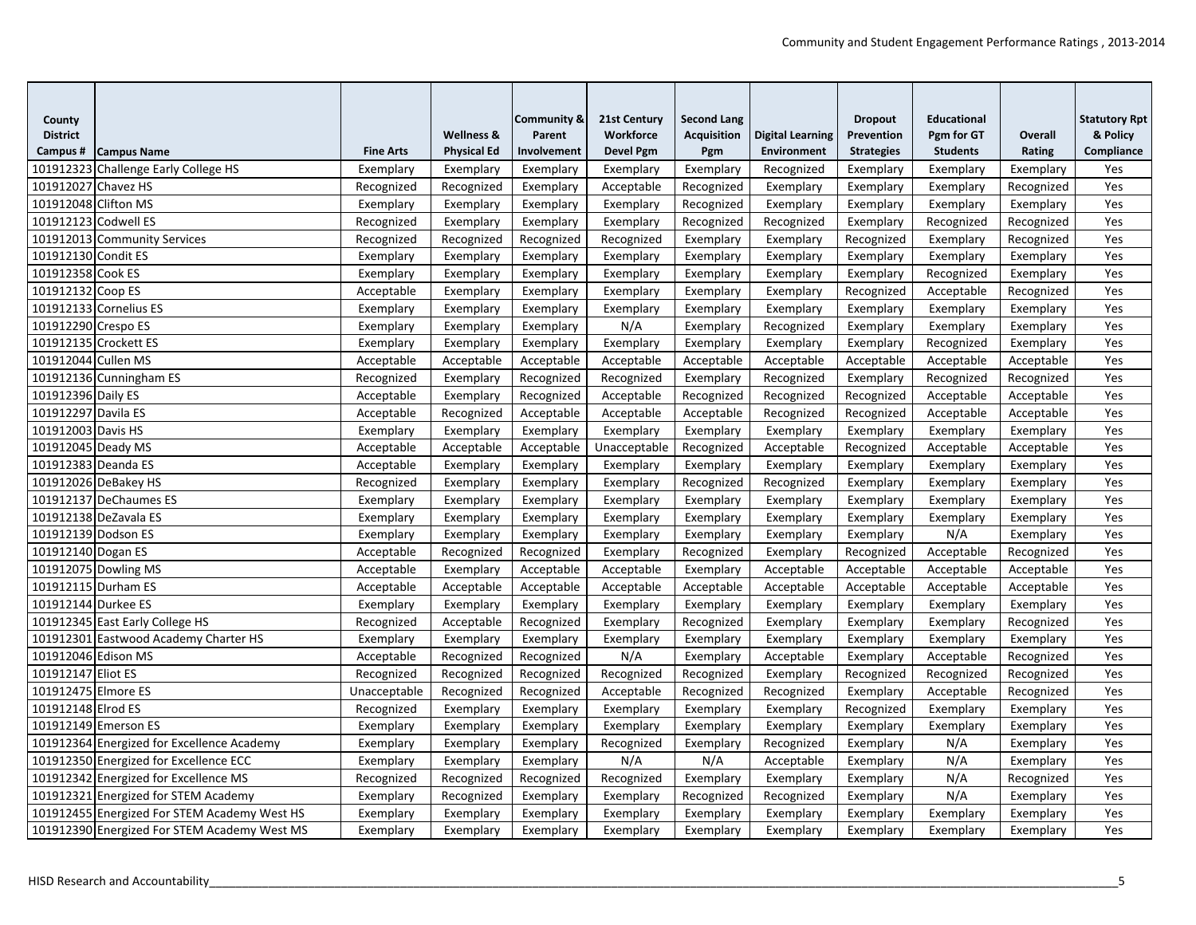Community and Student Engagement Performance Ratings , 2013-2014

| County District Campus # | Campus Name | Fine Arts | Wellness & Physical Ed | Community & Parent Involvement | 21st Century Workforce Devel Pgm | Second Lang Acquisition Pgm | Digital Learning Environment | Dropout Prevention Strategies | Educational Pgm for GT Students | Overall Rating | Statutory Rpt & Policy Compliance |
|---|---|---|---|---|---|---|---|---|---|---|---|
| 101912323 | Challenge Early College HS | Exemplary | Exemplary | Exemplary | Exemplary | Exemplary | Recognized | Exemplary | Exemplary | Exemplary | Yes |
| 101912027 | Chavez HS | Recognized | Recognized | Exemplary | Acceptable | Recognized | Exemplary | Exemplary | Exemplary | Recognized | Yes |
| 101912048 | Clifton MS | Exemplary | Exemplary | Exemplary | Exemplary | Recognized | Exemplary | Exemplary | Exemplary | Exemplary | Yes |
| 101912123 | Codwell ES | Recognized | Exemplary | Exemplary | Exemplary | Recognized | Recognized | Exemplary | Recognized | Recognized | Yes |
| 101912013 | Community Services | Recognized | Recognized | Recognized | Recognized | Exemplary | Exemplary | Recognized | Exemplary | Recognized | Yes |
| 101912130 | Condit ES | Exemplary | Exemplary | Exemplary | Exemplary | Exemplary | Exemplary | Exemplary | Exemplary | Exemplary | Yes |
| 101912358 | Cook ES | Exemplary | Exemplary | Exemplary | Exemplary | Exemplary | Exemplary | Exemplary | Recognized | Exemplary | Yes |
| 101912132 | Coop ES | Acceptable | Exemplary | Exemplary | Exemplary | Exemplary | Exemplary | Recognized | Acceptable | Recognized | Yes |
| 101912133 | Cornelius ES | Exemplary | Exemplary | Exemplary | Exemplary | Exemplary | Exemplary | Exemplary | Exemplary | Exemplary | Yes |
| 101912290 | Crespo ES | Exemplary | Exemplary | Exemplary | N/A | Exemplary | Recognized | Exemplary | Exemplary | Exemplary | Yes |
| 101912135 | Crockett ES | Exemplary | Exemplary | Exemplary | Exemplary | Exemplary | Exemplary | Exemplary | Recognized | Exemplary | Yes |
| 101912044 | Cullen MS | Acceptable | Acceptable | Acceptable | Acceptable | Acceptable | Acceptable | Acceptable | Acceptable | Acceptable | Yes |
| 101912136 | Cunningham ES | Recognized | Exemplary | Recognized | Recognized | Exemplary | Recognized | Exemplary | Recognized | Recognized | Yes |
| 101912396 | Daily ES | Acceptable | Exemplary | Recognized | Acceptable | Recognized | Recognized | Recognized | Acceptable | Acceptable | Yes |
| 101912297 | Davila ES | Acceptable | Recognized | Acceptable | Acceptable | Acceptable | Recognized | Recognized | Acceptable | Acceptable | Yes |
| 101912003 | Davis HS | Exemplary | Exemplary | Exemplary | Exemplary | Exemplary | Exemplary | Exemplary | Exemplary | Exemplary | Yes |
| 101912045 | Deady MS | Acceptable | Acceptable | Acceptable | Unacceptable | Recognized | Acceptable | Recognized | Acceptable | Acceptable | Yes |
| 101912383 | Deanda ES | Acceptable | Exemplary | Exemplary | Exemplary | Exemplary | Exemplary | Exemplary | Exemplary | Exemplary | Yes |
| 101912026 | DeBakey HS | Recognized | Exemplary | Exemplary | Exemplary | Recognized | Recognized | Exemplary | Exemplary | Exemplary | Yes |
| 101912137 | DeChaumes ES | Exemplary | Exemplary | Exemplary | Exemplary | Exemplary | Exemplary | Exemplary | Exemplary | Exemplary | Yes |
| 101912138 | DeZavala ES | Exemplary | Exemplary | Exemplary | Exemplary | Exemplary | Exemplary | Exemplary | Exemplary | Exemplary | Yes |
| 101912139 | Dodson ES | Exemplary | Exemplary | Exemplary | Exemplary | Exemplary | Exemplary | Exemplary | N/A | Exemplary | Yes |
| 101912140 | Dogan ES | Acceptable | Recognized | Recognized | Exemplary | Recognized | Exemplary | Recognized | Acceptable | Recognized | Yes |
| 101912075 | Dowling MS | Acceptable | Exemplary | Acceptable | Acceptable | Exemplary | Acceptable | Acceptable | Acceptable | Acceptable | Yes |
| 101912115 | Durham ES | Acceptable | Acceptable | Acceptable | Acceptable | Acceptable | Acceptable | Acceptable | Acceptable | Acceptable | Yes |
| 101912144 | Durkee ES | Exemplary | Exemplary | Exemplary | Exemplary | Exemplary | Exemplary | Exemplary | Exemplary | Exemplary | Yes |
| 101912345 | East Early College HS | Recognized | Acceptable | Recognized | Exemplary | Recognized | Exemplary | Exemplary | Exemplary | Recognized | Yes |
| 101912301 | Eastwood Academy Charter HS | Exemplary | Exemplary | Exemplary | Exemplary | Exemplary | Exemplary | Exemplary | Exemplary | Exemplary | Yes |
| 101912046 | Edison MS | Acceptable | Recognized | Recognized | N/A | Exemplary | Acceptable | Exemplary | Acceptable | Recognized | Yes |
| 101912147 | Eliot ES | Recognized | Recognized | Recognized | Recognized | Recognized | Exemplary | Recognized | Recognized | Recognized | Yes |
| 101912475 | Elmore ES | Unacceptable | Recognized | Recognized | Acceptable | Recognized | Recognized | Exemplary | Acceptable | Recognized | Yes |
| 101912148 | Elrod ES | Recognized | Exemplary | Exemplary | Exemplary | Exemplary | Exemplary | Recognized | Exemplary | Exemplary | Yes |
| 101912149 | Emerson ES | Exemplary | Exemplary | Exemplary | Exemplary | Exemplary | Exemplary | Exemplary | Exemplary | Exemplary | Yes |
| 101912364 | Energized for Excellence Academy | Exemplary | Exemplary | Exemplary | Recognized | Exemplary | Recognized | Exemplary | N/A | Exemplary | Yes |
| 101912350 | Energized for Excellence ECC | Exemplary | Exemplary | Exemplary | N/A | N/A | Acceptable | Exemplary | N/A | Exemplary | Yes |
| 101912342 | Energized for Excellence MS | Recognized | Recognized | Recognized | Recognized | Exemplary | Exemplary | Exemplary | N/A | Recognized | Yes |
| 101912321 | Energized for STEM Academy | Exemplary | Recognized | Exemplary | Exemplary | Recognized | Recognized | Exemplary | N/A | Exemplary | Yes |
| 101912455 | Energized For STEM Academy West HS | Exemplary | Exemplary | Exemplary | Exemplary | Exemplary | Exemplary | Exemplary | Exemplary | Exemplary | Yes |
| 101912390 | Energized For STEM Academy West MS | Exemplary | Exemplary | Exemplary | Exemplary | Exemplary | Exemplary | Exemplary | Exemplary | Exemplary | Yes |

HISD Research and Accountability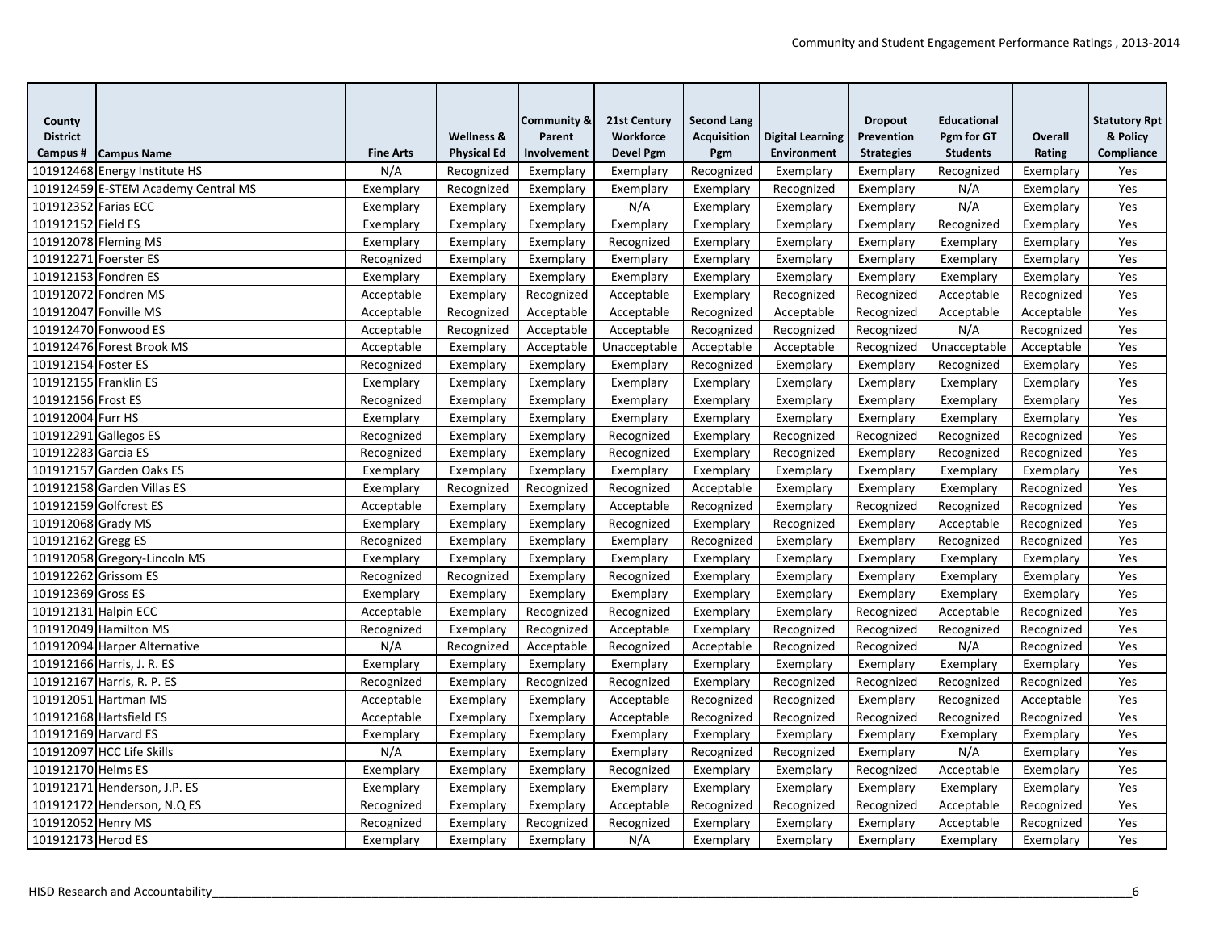| County District Campus # | Campus Name | Fine Arts | Wellness & Physical Ed | Community & Parent Involvement | 21st Century Workforce Devel Pgm | Second Lang Acquisition Pgm | Digital Learning Environment | Dropout Prevention Strategies | Educational Pgm for GT Students | Overall Rating | Statutory Rpt & Policy Compliance |
|---|---|---|---|---|---|---|---|---|---|---|---|
| 101912468 | Energy Institute HS | N/A | Recognized | Exemplary | Exemplary | Recognized | Exemplary | Exemplary | Recognized | Exemplary | Yes |
| 101912459 | E-STEM Academy Central MS | Exemplary | Recognized | Exemplary | Exemplary | Exemplary | Recognized | Exemplary | N/A | Exemplary | Yes |
| 101912352 | Farias ECC | Exemplary | Exemplary | Exemplary | N/A | Exemplary | Exemplary | Exemplary | N/A | Exemplary | Yes |
| 101912152 | Field ES | Exemplary | Exemplary | Exemplary | Exemplary | Exemplary | Exemplary | Exemplary | Recognized | Exemplary | Yes |
| 101912078 | Fleming MS | Exemplary | Exemplary | Exemplary | Recognized | Exemplary | Exemplary | Exemplary | Exemplary | Exemplary | Yes |
| 101912271 | Foerster ES | Recognized | Exemplary | Exemplary | Exemplary | Exemplary | Exemplary | Exemplary | Exemplary | Exemplary | Yes |
| 101912153 | Fondren ES | Exemplary | Exemplary | Exemplary | Exemplary | Exemplary | Exemplary | Exemplary | Exemplary | Exemplary | Yes |
| 101912072 | Fondren MS | Acceptable | Exemplary | Recognized | Acceptable | Exemplary | Recognized | Recognized | Acceptable | Recognized | Yes |
| 101912047 | Fonville MS | Acceptable | Recognized | Acceptable | Acceptable | Recognized | Acceptable | Recognized | Acceptable | Acceptable | Yes |
| 101912470 | Fonwood ES | Acceptable | Recognized | Acceptable | Acceptable | Recognized | Recognized | Recognized | N/A | Recognized | Yes |
| 101912476 | Forest Brook MS | Acceptable | Exemplary | Acceptable | Unacceptable | Acceptable | Acceptable | Recognized | Unacceptable | Acceptable | Yes |
| 101912154 | Foster ES | Recognized | Exemplary | Exemplary | Exemplary | Recognized | Exemplary | Exemplary | Recognized | Exemplary | Yes |
| 101912155 | Franklin ES | Exemplary | Exemplary | Exemplary | Exemplary | Exemplary | Exemplary | Exemplary | Exemplary | Exemplary | Yes |
| 101912156 | Frost ES | Recognized | Exemplary | Exemplary | Exemplary | Exemplary | Exemplary | Exemplary | Exemplary | Exemplary | Yes |
| 101912004 | Furr HS | Exemplary | Exemplary | Exemplary | Exemplary | Exemplary | Exemplary | Exemplary | Exemplary | Exemplary | Yes |
| 101912291 | Gallegos ES | Recognized | Exemplary | Exemplary | Recognized | Exemplary | Recognized | Recognized | Recognized | Recognized | Yes |
| 101912283 | Garcia ES | Recognized | Exemplary | Exemplary | Recognized | Exemplary | Recognized | Exemplary | Recognized | Recognized | Yes |
| 101912157 | Garden Oaks ES | Exemplary | Exemplary | Exemplary | Exemplary | Exemplary | Exemplary | Exemplary | Exemplary | Exemplary | Yes |
| 101912158 | Garden Villas ES | Exemplary | Recognized | Recognized | Recognized | Acceptable | Exemplary | Exemplary | Exemplary | Recognized | Yes |
| 101912159 | Golfcrest ES | Acceptable | Exemplary | Exemplary | Acceptable | Recognized | Exemplary | Recognized | Recognized | Recognized | Yes |
| 101912068 | Grady MS | Exemplary | Exemplary | Exemplary | Recognized | Exemplary | Recognized | Exemplary | Acceptable | Recognized | Yes |
| 101912162 | Gregg ES | Recognized | Exemplary | Exemplary | Exemplary | Recognized | Exemplary | Exemplary | Recognized | Recognized | Yes |
| 101912058 | Gregory-Lincoln MS | Exemplary | Exemplary | Exemplary | Exemplary | Exemplary | Exemplary | Exemplary | Exemplary | Exemplary | Yes |
| 101912262 | Grissom ES | Recognized | Recognized | Exemplary | Recognized | Exemplary | Exemplary | Exemplary | Exemplary | Exemplary | Yes |
| 101912369 | Gross ES | Exemplary | Exemplary | Exemplary | Exemplary | Exemplary | Exemplary | Exemplary | Exemplary | Exemplary | Yes |
| 101912131 | Halpin ECC | Acceptable | Exemplary | Recognized | Recognized | Exemplary | Exemplary | Recognized | Acceptable | Recognized | Yes |
| 101912049 | Hamilton MS | Recognized | Exemplary | Recognized | Acceptable | Exemplary | Recognized | Recognized | Recognized | Recognized | Yes |
| 101912094 | Harper Alternative | N/A | Recognized | Acceptable | Recognized | Acceptable | Recognized | Recognized | N/A | Recognized | Yes |
| 101912166 | Harris, J. R. ES | Exemplary | Exemplary | Exemplary | Exemplary | Exemplary | Exemplary | Exemplary | Exemplary | Exemplary | Yes |
| 101912167 | Harris, R. P. ES | Recognized | Exemplary | Recognized | Recognized | Exemplary | Recognized | Recognized | Recognized | Recognized | Yes |
| 101912051 | Hartman MS | Acceptable | Exemplary | Exemplary | Acceptable | Recognized | Recognized | Exemplary | Recognized | Acceptable | Yes |
| 101912168 | Hartsfield ES | Acceptable | Exemplary | Exemplary | Acceptable | Recognized | Recognized | Recognized | Recognized | Recognized | Yes |
| 101912169 | Harvard ES | Exemplary | Exemplary | Exemplary | Exemplary | Exemplary | Exemplary | Exemplary | Exemplary | Exemplary | Yes |
| 101912097 | HCC Life Skills | N/A | Exemplary | Exemplary | Exemplary | Recognized | Recognized | Exemplary | N/A | Exemplary | Yes |
| 101912170 | Helms ES | Exemplary | Exemplary | Exemplary | Recognized | Exemplary | Exemplary | Recognized | Acceptable | Exemplary | Yes |
| 101912171 | Henderson, J.P. ES | Exemplary | Exemplary | Exemplary | Exemplary | Exemplary | Exemplary | Exemplary | Exemplary | Exemplary | Yes |
| 101912172 | Henderson, N.Q ES | Recognized | Exemplary | Exemplary | Acceptable | Recognized | Recognized | Recognized | Acceptable | Recognized | Yes |
| 101912052 | Henry MS | Recognized | Exemplary | Recognized | Recognized | Exemplary | Exemplary | Exemplary | Acceptable | Recognized | Yes |
| 101912173 | Herod ES | Exemplary | Exemplary | Exemplary | N/A | Exemplary | Exemplary | Exemplary | Exemplary | Exemplary | Yes |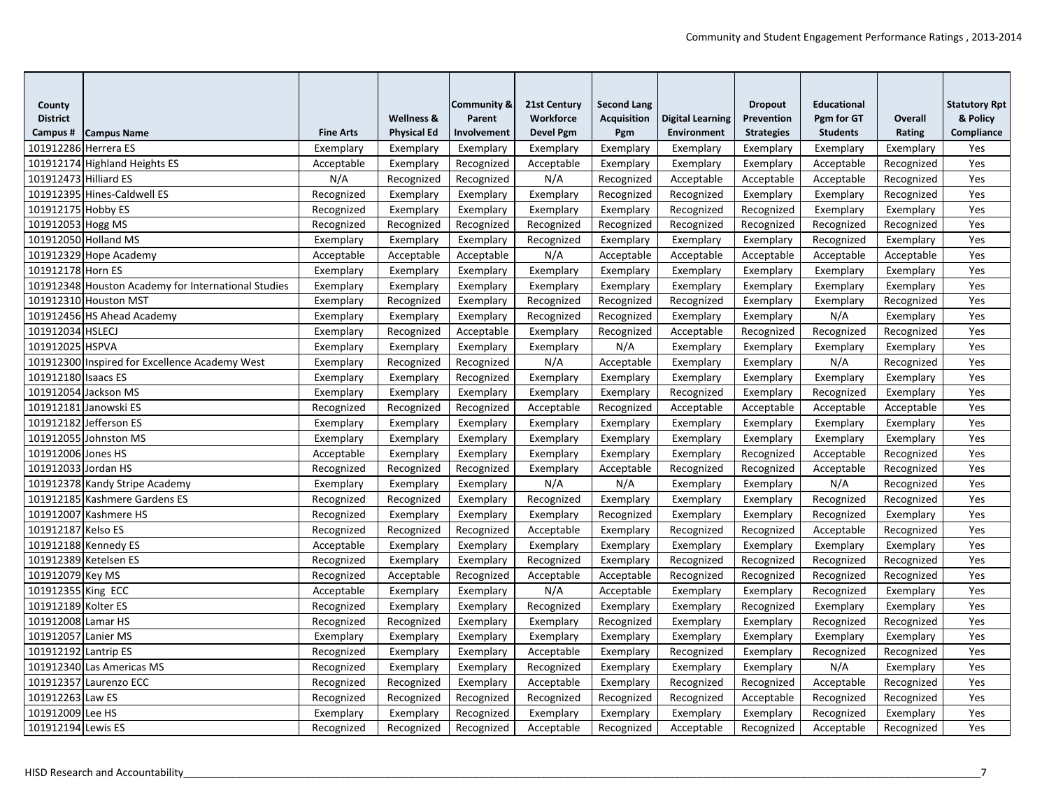| County District Campus # | Campus Name | Fine Arts | Wellness & Physical Ed | Community & Parent Involvement | 21st Century Workforce Devel Pgm | Second Lang Acquisition Pgm | Digital Learning Environment | Dropout Prevention Strategies | Educational Pgm for GT Students | Overall Rating | Statutory Rpt & Policy Compliance |
|---|---|---|---|---|---|---|---|---|---|---|---|
| 101912286 | Herrera ES | Exemplary | Exemplary | Exemplary | Exemplary | Exemplary | Exemplary | Exemplary | Exemplary | Exemplary | Yes |
| 101912174 | Highland Heights ES | Acceptable | Exemplary | Recognized | Acceptable | Exemplary | Exemplary | Exemplary | Acceptable | Recognized | Yes |
| 101912473 | Hilliard ES | N/A | Recognized | Recognized | N/A | Recognized | Acceptable | Acceptable | Acceptable | Recognized | Yes |
| 101912395 | Hines-Caldwell ES | Recognized | Exemplary | Exemplary | Exemplary | Recognized | Recognized | Exemplary | Exemplary | Recognized | Yes |
| 101912175 | Hobby ES | Recognized | Exemplary | Exemplary | Exemplary | Exemplary | Recognized | Recognized | Exemplary | Exemplary | Yes |
| 101912053 | Hogg MS | Recognized | Recognized | Recognized | Recognized | Recognized | Recognized | Recognized | Recognized | Recognized | Yes |
| 101912050 | Holland MS | Exemplary | Exemplary | Exemplary | Recognized | Exemplary | Exemplary | Exemplary | Recognized | Exemplary | Yes |
| 101912329 | Hope Academy | Acceptable | Acceptable | Acceptable | N/A | Acceptable | Acceptable | Acceptable | Acceptable | Acceptable | Yes |
| 101912178 | Horn ES | Exemplary | Exemplary | Exemplary | Exemplary | Exemplary | Exemplary | Exemplary | Exemplary | Exemplary | Yes |
| 101912348 | Houston Academy for International Studies | Exemplary | Exemplary | Exemplary | Exemplary | Exemplary | Exemplary | Exemplary | Exemplary | Exemplary | Yes |
| 101912310 | Houston MST | Exemplary | Recognized | Exemplary | Recognized | Recognized | Recognized | Exemplary | Exemplary | Recognized | Yes |
| 101912456 | HS Ahead Academy | Exemplary | Exemplary | Exemplary | Recognized | Recognized | Exemplary | Exemplary | N/A | Exemplary | Yes |
| 101912034 | HSLECJ | Exemplary | Recognized | Acceptable | Exemplary | Recognized | Acceptable | Recognized | Recognized | Recognized | Yes |
| 101912025 | HSPVA | Exemplary | Exemplary | Exemplary | Exemplary | N/A | Exemplary | Exemplary | Exemplary | Exemplary | Yes |
| 101912300 | Inspired for Excellence Academy West | Exemplary | Recognized | Recognized | N/A | Acceptable | Exemplary | Exemplary | N/A | Recognized | Yes |
| 101912180 | Isaacs ES | Exemplary | Exemplary | Recognized | Exemplary | Exemplary | Exemplary | Exemplary | Exemplary | Exemplary | Yes |
| 101912054 | Jackson MS | Exemplary | Exemplary | Exemplary | Exemplary | Exemplary | Recognized | Exemplary | Recognized | Exemplary | Yes |
| 101912181 | Janowski ES | Recognized | Recognized | Recognized | Acceptable | Recognized | Acceptable | Acceptable | Acceptable | Acceptable | Yes |
| 101912182 | Jefferson ES | Exemplary | Exemplary | Exemplary | Exemplary | Exemplary | Exemplary | Exemplary | Exemplary | Exemplary | Yes |
| 101912055 | Johnston MS | Exemplary | Exemplary | Exemplary | Exemplary | Exemplary | Exemplary | Exemplary | Exemplary | Exemplary | Yes |
| 101912006 | Jones HS | Acceptable | Exemplary | Exemplary | Exemplary | Exemplary | Exemplary | Recognized | Acceptable | Recognized | Yes |
| 101912033 | Jordan HS | Recognized | Recognized | Recognized | Exemplary | Acceptable | Recognized | Recognized | Acceptable | Recognized | Yes |
| 101912378 | Kandy Stripe Academy | Exemplary | Exemplary | Exemplary | N/A | N/A | Exemplary | Exemplary | N/A | Recognized | Yes |
| 101912185 | Kashmere Gardens ES | Recognized | Recognized | Exemplary | Recognized | Exemplary | Exemplary | Exemplary | Recognized | Recognized | Yes |
| 101912007 | Kashmere HS | Recognized | Exemplary | Exemplary | Exemplary | Recognized | Exemplary | Exemplary | Recognized | Exemplary | Yes |
| 101912187 | Kelso ES | Recognized | Recognized | Recognized | Acceptable | Exemplary | Recognized | Recognized | Acceptable | Recognized | Yes |
| 101912188 | Kennedy ES | Acceptable | Exemplary | Exemplary | Exemplary | Exemplary | Exemplary | Exemplary | Exemplary | Exemplary | Yes |
| 101912389 | Ketelsen ES | Recognized | Exemplary | Exemplary | Recognized | Exemplary | Recognized | Recognized | Recognized | Recognized | Yes |
| 101912079 | Key MS | Recognized | Acceptable | Recognized | Acceptable | Acceptable | Recognized | Recognized | Recognized | Recognized | Yes |
| 101912355 | King ECC | Acceptable | Exemplary | Exemplary | N/A | Acceptable | Exemplary | Exemplary | Recognized | Exemplary | Yes |
| 101912189 | Kolter ES | Recognized | Exemplary | Exemplary | Recognized | Exemplary | Exemplary | Recognized | Exemplary | Exemplary | Yes |
| 101912008 | Lamar HS | Recognized | Recognized | Exemplary | Exemplary | Recognized | Exemplary | Exemplary | Recognized | Recognized | Yes |
| 101912057 | Lanier MS | Exemplary | Exemplary | Exemplary | Exemplary | Exemplary | Exemplary | Exemplary | Exemplary | Exemplary | Yes |
| 101912192 | Lantrip ES | Recognized | Exemplary | Exemplary | Acceptable | Exemplary | Recognized | Exemplary | Recognized | Recognized | Yes |
| 101912340 | Las Americas MS | Recognized | Exemplary | Exemplary | Recognized | Exemplary | Exemplary | Exemplary | N/A | Exemplary | Yes |
| 101912357 | Laurenzo ECC | Recognized | Recognized | Exemplary | Acceptable | Exemplary | Recognized | Recognized | Acceptable | Recognized | Yes |
| 101912263 | Law ES | Recognized | Recognized | Recognized | Recognized | Recognized | Recognized | Acceptable | Recognized | Recognized | Yes |
| 101912009 | Lee HS | Exemplary | Exemplary | Recognized | Exemplary | Exemplary | Exemplary | Exemplary | Recognized | Exemplary | Yes |
| 101912194 | Lewis ES | Recognized | Recognized | Recognized | Acceptable | Recognized | Acceptable | Recognized | Acceptable | Recognized | Yes |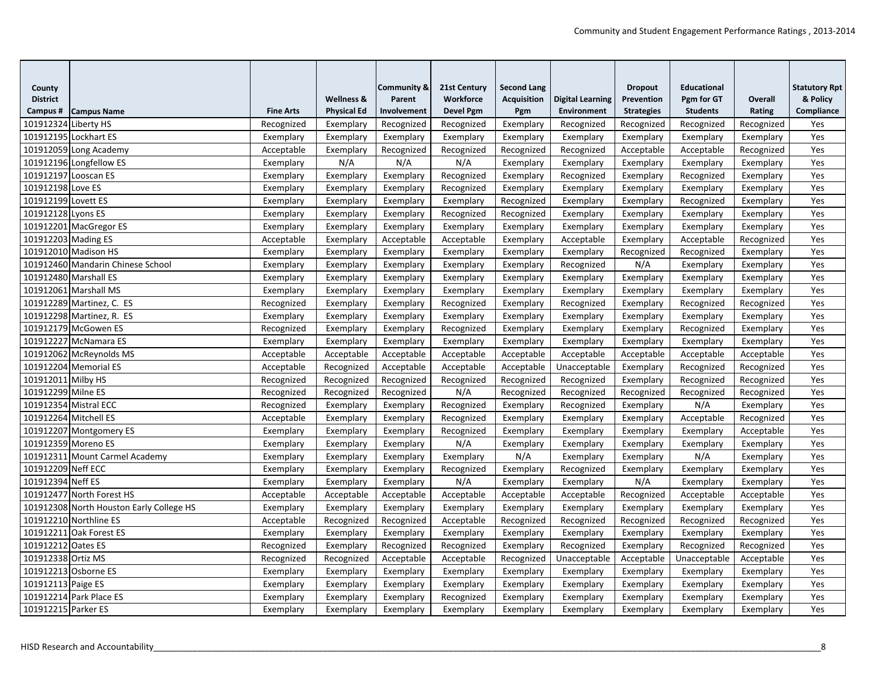| County District Campus # | Campus Name | Fine Arts | Wellness & Physical Ed | Community & Parent Involvement | 21st Century Workforce Devel Pgm | Second Lang Acquisition Pgm | Digital Learning Environment | Dropout Prevention Strategies | Educational Pgm for GT Students | Overall Rating | Statutory Rpt & Policy Compliance |
|---|---|---|---|---|---|---|---|---|---|---|---|
| 101912324 | Liberty HS | Recognized | Exemplary | Recognized | Recognized | Exemplary | Recognized | Recognized | Recognized | Recognized | Yes |
| 101912195 | Lockhart ES | Exemplary | Exemplary | Exemplary | Exemplary | Exemplary | Exemplary | Exemplary | Exemplary | Exemplary | Yes |
| 101912059 | Long Academy | Acceptable | Exemplary | Recognized | Recognized | Recognized | Recognized | Acceptable | Acceptable | Recognized | Yes |
| 101912196 | Longfellow ES | Exemplary | N/A | N/A | N/A | Exemplary | Exemplary | Exemplary | Exemplary | Exemplary | Yes |
| 101912197 | Looscan ES | Exemplary | Exemplary | Exemplary | Recognized | Exemplary | Recognized | Exemplary | Recognized | Exemplary | Yes |
| 101912198 | Love ES | Exemplary | Exemplary | Exemplary | Recognized | Exemplary | Exemplary | Exemplary | Exemplary | Exemplary | Yes |
| 101912199 | Lovett ES | Exemplary | Exemplary | Exemplary | Exemplary | Recognized | Exemplary | Exemplary | Recognized | Exemplary | Yes |
| 101912128 | Lyons ES | Exemplary | Exemplary | Exemplary | Recognized | Recognized | Exemplary | Exemplary | Exemplary | Exemplary | Yes |
| 101912201 | MacGregor ES | Exemplary | Exemplary | Exemplary | Exemplary | Exemplary | Exemplary | Exemplary | Exemplary | Exemplary | Yes |
| 101912203 | Mading ES | Acceptable | Exemplary | Acceptable | Acceptable | Exemplary | Acceptable | Exemplary | Acceptable | Recognized | Yes |
| 101912010 | Madison HS | Exemplary | Exemplary | Exemplary | Exemplary | Exemplary | Exemplary | Recognized | Recognized | Exemplary | Yes |
| 101912460 | Mandarin Chinese School | Exemplary | Exemplary | Exemplary | Exemplary | Exemplary | Recognized | N/A | Exemplary | Exemplary | Yes |
| 101912480 | Marshall ES | Exemplary | Exemplary | Exemplary | Exemplary | Exemplary | Exemplary | Exemplary | Exemplary | Exemplary | Yes |
| 101912061 | Marshall MS | Exemplary | Exemplary | Exemplary | Exemplary | Exemplary | Exemplary | Exemplary | Exemplary | Exemplary | Yes |
| 101912289 | Martinez, C. ES | Recognized | Exemplary | Exemplary | Recognized | Exemplary | Recognized | Exemplary | Recognized | Recognized | Yes |
| 101912298 | Martinez, R. ES | Exemplary | Exemplary | Exemplary | Exemplary | Exemplary | Exemplary | Exemplary | Exemplary | Exemplary | Yes |
| 101912179 | McGowen ES | Recognized | Exemplary | Exemplary | Recognized | Exemplary | Exemplary | Exemplary | Recognized | Exemplary | Yes |
| 101912227 | McNamara ES | Exemplary | Exemplary | Exemplary | Exemplary | Exemplary | Exemplary | Exemplary | Exemplary | Exemplary | Yes |
| 101912062 | McReynolds MS | Acceptable | Acceptable | Acceptable | Acceptable | Acceptable | Acceptable | Acceptable | Acceptable | Acceptable | Yes |
| 101912204 | Memorial ES | Acceptable | Recognized | Acceptable | Acceptable | Acceptable | Unacceptable | Exemplary | Recognized | Recognized | Yes |
| 101912011 | Milby HS | Recognized | Recognized | Recognized | Recognized | Recognized | Recognized | Exemplary | Recognized | Recognized | Yes |
| 101912299 | Milne ES | Recognized | Recognized | Recognized | N/A | Recognized | Recognized | Recognized | Recognized | Recognized | Yes |
| 101912354 | Mistral ECC | Recognized | Exemplary | Exemplary | Recognized | Exemplary | Recognized | Exemplary | N/A | Exemplary | Yes |
| 101912264 | Mitchell ES | Acceptable | Exemplary | Exemplary | Recognized | Exemplary | Exemplary | Exemplary | Acceptable | Recognized | Yes |
| 101912207 | Montgomery ES | Exemplary | Exemplary | Exemplary | Recognized | Exemplary | Exemplary | Exemplary | Exemplary | Acceptable | Yes |
| 101912359 | Moreno ES | Exemplary | Exemplary | Exemplary | N/A | Exemplary | Exemplary | Exemplary | Exemplary | Exemplary | Yes |
| 101912311 | Mount Carmel Academy | Exemplary | Exemplary | Exemplary | Exemplary | N/A | Exemplary | Exemplary | N/A | Exemplary | Yes |
| 101912209 | Neff ECC | Exemplary | Exemplary | Exemplary | Recognized | Exemplary | Recognized | Exemplary | Exemplary | Exemplary | Yes |
| 101912394 | Neff ES | Exemplary | Exemplary | Exemplary | N/A | Exemplary | Exemplary | N/A | Exemplary | Exemplary | Yes |
| 101912477 | North Forest HS | Acceptable | Acceptable | Acceptable | Acceptable | Acceptable | Acceptable | Recognized | Acceptable | Acceptable | Yes |
| 101912308 | North Houston Early College HS | Exemplary | Exemplary | Exemplary | Exemplary | Exemplary | Exemplary | Exemplary | Exemplary | Exemplary | Yes |
| 101912210 | Northline ES | Acceptable | Recognized | Recognized | Acceptable | Recognized | Recognized | Recognized | Recognized | Recognized | Yes |
| 101912211 | Oak Forest ES | Exemplary | Exemplary | Exemplary | Exemplary | Exemplary | Exemplary | Exemplary | Exemplary | Exemplary | Yes |
| 101912212 | Oates ES | Recognized | Exemplary | Recognized | Recognized | Exemplary | Recognized | Exemplary | Recognized | Recognized | Yes |
| 101912338 | Ortiz MS | Recognized | Recognized | Acceptable | Acceptable | Recognized | Unacceptable | Acceptable | Unacceptable | Acceptable | Yes |
| 101912213 | Osborne ES | Exemplary | Exemplary | Exemplary | Exemplary | Exemplary | Exemplary | Exemplary | Exemplary | Exemplary | Yes |
| 101912113 | Paige ES | Exemplary | Exemplary | Exemplary | Exemplary | Exemplary | Exemplary | Exemplary | Exemplary | Exemplary | Yes |
| 101912214 | Park Place ES | Exemplary | Exemplary | Exemplary | Recognized | Exemplary | Exemplary | Exemplary | Exemplary | Exemplary | Yes |
| 101912215 | Parker ES | Exemplary | Exemplary | Exemplary | Exemplary | Exemplary | Exemplary | Exemplary | Exemplary | Exemplary | Yes |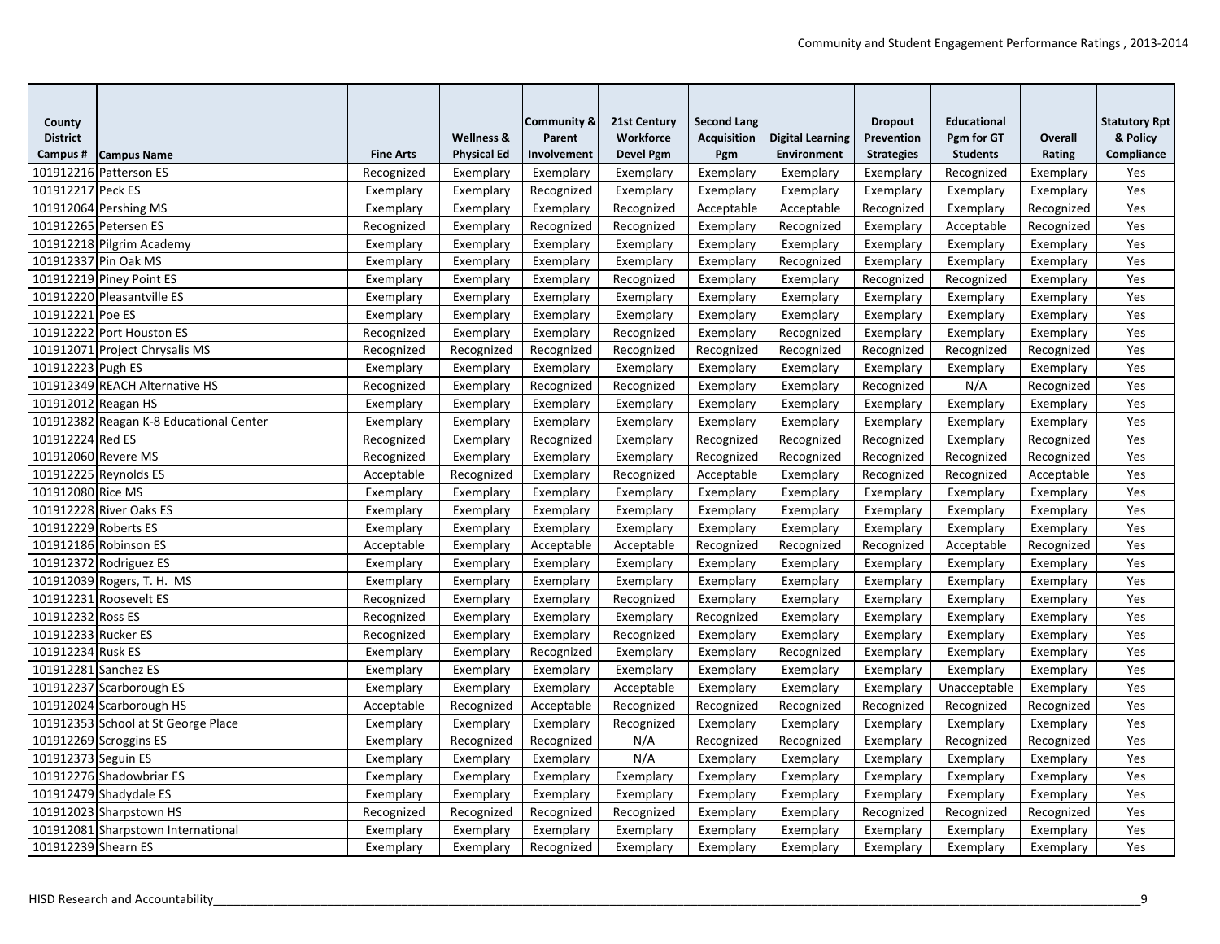| County District Campus # | Campus Name | Fine Arts | Wellness & Physical Ed | Community & Parent Involvement | 21st Century Workforce Devel Pgm | Second Lang Acquisition Pgm | Digital Learning Environment | Dropout Prevention Strategies | Educational Pgm for GT Students | Overall Rating | Statutory Rpt & Policy Compliance |
|---|---|---|---|---|---|---|---|---|---|---|---|
| 101912216 | Patterson ES | Recognized | Exemplary | Exemplary | Exemplary | Exemplary | Exemplary | Exemplary | Recognized | Exemplary | Yes |
| 101912217 | Peck ES | Exemplary | Exemplary | Recognized | Exemplary | Exemplary | Exemplary | Exemplary | Exemplary | Exemplary | Yes |
| 101912064 | Pershing MS | Exemplary | Exemplary | Exemplary | Recognized | Acceptable | Acceptable | Recognized | Exemplary | Recognized | Yes |
| 101912265 | Petersen ES | Recognized | Exemplary | Recognized | Recognized | Exemplary | Recognized | Exemplary | Acceptable | Recognized | Yes |
| 101912218 | Pilgrim Academy | Exemplary | Exemplary | Exemplary | Exemplary | Exemplary | Exemplary | Exemplary | Exemplary | Exemplary | Yes |
| 101912337 | Pin Oak MS | Exemplary | Exemplary | Exemplary | Exemplary | Exemplary | Recognized | Exemplary | Exemplary | Exemplary | Yes |
| 101912219 | Piney Point ES | Exemplary | Exemplary | Exemplary | Recognized | Exemplary | Exemplary | Recognized | Recognized | Exemplary | Yes |
| 101912220 | Pleasantville ES | Exemplary | Exemplary | Exemplary | Exemplary | Exemplary | Exemplary | Exemplary | Exemplary | Exemplary | Yes |
| 101912221 | Poe ES | Exemplary | Exemplary | Exemplary | Exemplary | Exemplary | Exemplary | Exemplary | Exemplary | Exemplary | Yes |
| 101912222 | Port Houston ES | Recognized | Exemplary | Exemplary | Recognized | Exemplary | Recognized | Exemplary | Exemplary | Exemplary | Yes |
| 101912071 | Project Chrysalis MS | Recognized | Recognized | Recognized | Recognized | Recognized | Recognized | Recognized | Recognized | Recognized | Yes |
| 101912223 | Pugh ES | Exemplary | Exemplary | Exemplary | Exemplary | Exemplary | Exemplary | Exemplary | Exemplary | Exemplary | Yes |
| 101912349 | REACH Alternative HS | Recognized | Exemplary | Recognized | Recognized | Exemplary | Exemplary | Recognized | N/A | Recognized | Yes |
| 101912012 | Reagan HS | Exemplary | Exemplary | Exemplary | Exemplary | Exemplary | Exemplary | Exemplary | Exemplary | Exemplary | Yes |
| 101912382 | Reagan K-8 Educational Center | Exemplary | Exemplary | Exemplary | Exemplary | Exemplary | Exemplary | Exemplary | Exemplary | Exemplary | Yes |
| 101912224 | Red ES | Recognized | Exemplary | Recognized | Exemplary | Recognized | Recognized | Recognized | Exemplary | Recognized | Yes |
| 101912060 | Revere MS | Recognized | Exemplary | Exemplary | Exemplary | Recognized | Recognized | Recognized | Recognized | Recognized | Yes |
| 101912225 | Reynolds ES | Acceptable | Recognized | Exemplary | Recognized | Acceptable | Exemplary | Recognized | Recognized | Acceptable | Yes |
| 101912080 | Rice MS | Exemplary | Exemplary | Exemplary | Exemplary | Exemplary | Exemplary | Exemplary | Exemplary | Exemplary | Yes |
| 101912228 | River Oaks ES | Exemplary | Exemplary | Exemplary | Exemplary | Exemplary | Exemplary | Exemplary | Exemplary | Exemplary | Yes |
| 101912229 | Roberts ES | Exemplary | Exemplary | Exemplary | Exemplary | Exemplary | Exemplary | Exemplary | Exemplary | Exemplary | Yes |
| 101912186 | Robinson ES | Acceptable | Exemplary | Acceptable | Acceptable | Recognized | Recognized | Recognized | Acceptable | Recognized | Yes |
| 101912372 | Rodriguez ES | Exemplary | Exemplary | Exemplary | Exemplary | Exemplary | Exemplary | Exemplary | Exemplary | Exemplary | Yes |
| 101912039 | Rogers, T. H. MS | Exemplary | Exemplary | Exemplary | Exemplary | Exemplary | Exemplary | Exemplary | Exemplary | Exemplary | Yes |
| 101912231 | Roosevelt ES | Recognized | Exemplary | Exemplary | Recognized | Exemplary | Exemplary | Exemplary | Exemplary | Exemplary | Yes |
| 101912232 | Ross ES | Recognized | Exemplary | Exemplary | Exemplary | Recognized | Exemplary | Exemplary | Exemplary | Exemplary | Yes |
| 101912233 | Rucker ES | Recognized | Exemplary | Exemplary | Recognized | Exemplary | Exemplary | Exemplary | Exemplary | Exemplary | Yes |
| 101912234 | Rusk ES | Exemplary | Exemplary | Recognized | Exemplary | Exemplary | Recognized | Exemplary | Exemplary | Exemplary | Yes |
| 101912281 | Sanchez ES | Exemplary | Exemplary | Exemplary | Exemplary | Exemplary | Exemplary | Exemplary | Exemplary | Exemplary | Yes |
| 101912237 | Scarborough ES | Exemplary | Exemplary | Exemplary | Acceptable | Exemplary | Exemplary | Exemplary | Unacceptable | Exemplary | Yes |
| 101912024 | Scarborough HS | Acceptable | Recognized | Acceptable | Recognized | Recognized | Recognized | Recognized | Recognized | Recognized | Yes |
| 101912353 | School at St George Place | Exemplary | Exemplary | Exemplary | Recognized | Exemplary | Exemplary | Exemplary | Exemplary | Exemplary | Yes |
| 101912269 | Scroggins ES | Exemplary | Recognized | Recognized | N/A | Recognized | Recognized | Exemplary | Recognized | Recognized | Yes |
| 101912373 | Seguin ES | Exemplary | Exemplary | Exemplary | N/A | Exemplary | Exemplary | Exemplary | Exemplary | Exemplary | Yes |
| 101912276 | Shadowbriar ES | Exemplary | Exemplary | Exemplary | Exemplary | Exemplary | Exemplary | Exemplary | Exemplary | Exemplary | Yes |
| 101912479 | Shadydale ES | Exemplary | Exemplary | Exemplary | Exemplary | Exemplary | Exemplary | Exemplary | Exemplary | Exemplary | Yes |
| 101912023 | Sharpstown HS | Recognized | Recognized | Recognized | Recognized | Exemplary | Exemplary | Recognized | Recognized | Recognized | Yes |
| 101912081 | Sharpstown International | Exemplary | Exemplary | Exemplary | Exemplary | Exemplary | Exemplary | Exemplary | Exemplary | Exemplary | Yes |
| 101912239 | Shearn ES | Exemplary | Exemplary | Recognized | Exemplary | Exemplary | Exemplary | Exemplary | Exemplary | Exemplary | Yes |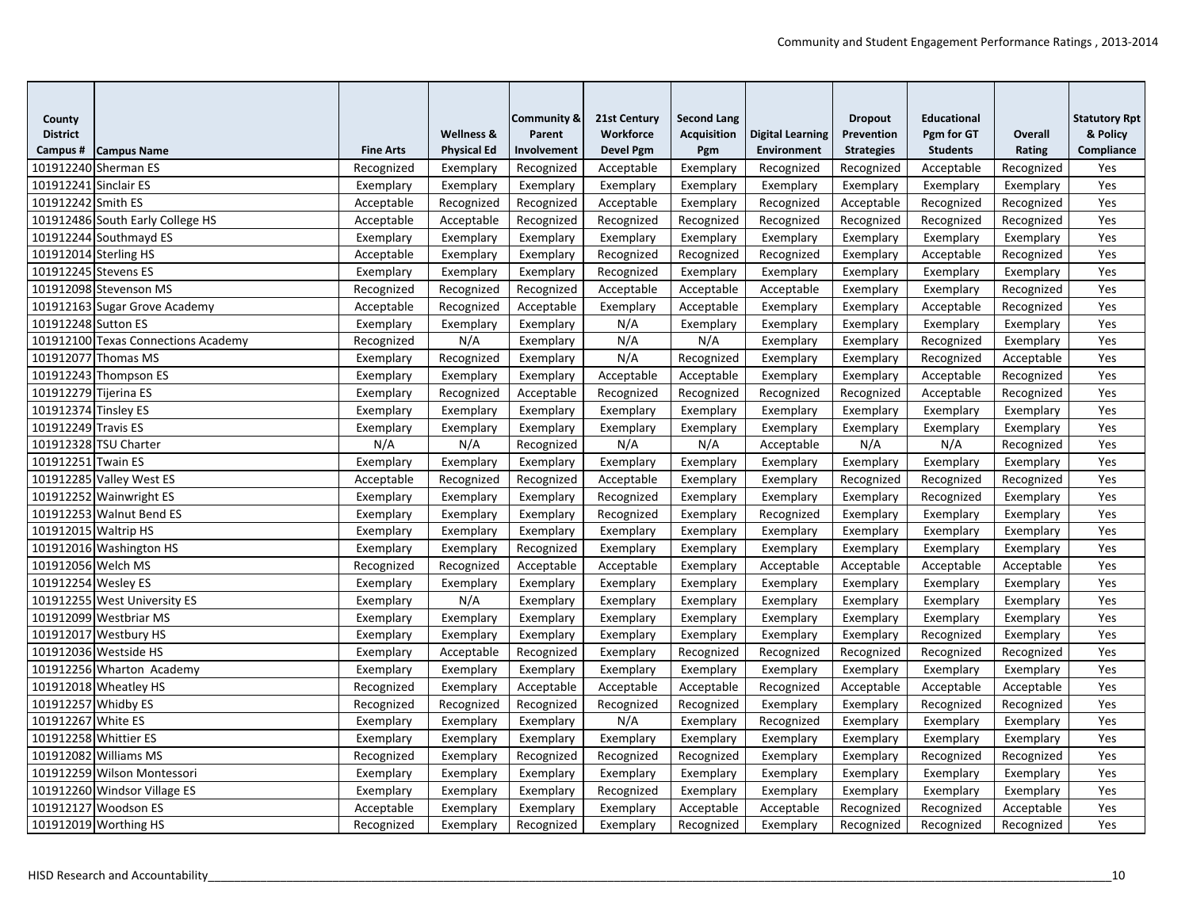| County District Campus # | Campus Name | Fine Arts | Wellness & Physical Ed | Community & Parent Involvement | 21st Century Workforce Devel Pgm | Second Lang Acquisition Pgm | Digital Learning Environment | Dropout Prevention Strategies | Educational Pgm for GT Students | Overall Rating | Statutory Rpt & Policy Compliance |
|---|---|---|---|---|---|---|---|---|---|---|---|
| 101912240 | Sherman ES | Recognized | Exemplary | Recognized | Acceptable | Exemplary | Recognized | Recognized | Acceptable | Recognized | Yes |
| 101912241 | Sinclair ES | Exemplary | Exemplary | Exemplary | Exemplary | Exemplary | Exemplary | Exemplary | Exemplary | Exemplary | Yes |
| 101912242 | Smith ES | Acceptable | Recognized | Recognized | Acceptable | Exemplary | Recognized | Acceptable | Recognized | Recognized | Yes |
| 101912486 | South Early College HS | Acceptable | Acceptable | Recognized | Recognized | Recognized | Recognized | Recognized | Recognized | Recognized | Yes |
| 101912244 | Southmayd ES | Exemplary | Exemplary | Exemplary | Exemplary | Exemplary | Exemplary | Exemplary | Exemplary | Exemplary | Yes |
| 101912014 | Sterling HS | Acceptable | Exemplary | Exemplary | Recognized | Recognized | Recognized | Exemplary | Acceptable | Recognized | Yes |
| 101912245 | Stevens ES | Exemplary | Exemplary | Exemplary | Recognized | Exemplary | Exemplary | Exemplary | Exemplary | Exemplary | Yes |
| 101912098 | Stevenson MS | Recognized | Recognized | Recognized | Acceptable | Acceptable | Acceptable | Exemplary | Exemplary | Recognized | Yes |
| 101912163 | Sugar Grove Academy | Acceptable | Recognized | Acceptable | Exemplary | Acceptable | Exemplary | Exemplary | Acceptable | Recognized | Yes |
| 101912248 | Sutton ES | Exemplary | Exemplary | Exemplary | N/A | Exemplary | Exemplary | Exemplary | Exemplary | Exemplary | Yes |
| 101912100 | Texas Connections Academy | Recognized | N/A | Exemplary | N/A | N/A | Exemplary | Exemplary | Recognized | Exemplary | Yes |
| 101912077 | Thomas MS | Exemplary | Recognized | Exemplary | N/A | Recognized | Exemplary | Exemplary | Recognized | Acceptable | Yes |
| 101912243 | Thompson ES | Exemplary | Exemplary | Exemplary | Acceptable | Acceptable | Exemplary | Exemplary | Acceptable | Recognized | Yes |
| 101912279 | Tijerina ES | Exemplary | Recognized | Acceptable | Recognized | Recognized | Recognized | Recognized | Acceptable | Recognized | Yes |
| 101912374 | Tinsley ES | Exemplary | Exemplary | Exemplary | Exemplary | Exemplary | Exemplary | Exemplary | Exemplary | Exemplary | Yes |
| 101912249 | Travis ES | Exemplary | Exemplary | Exemplary | Exemplary | Exemplary | Exemplary | Exemplary | Exemplary | Exemplary | Yes |
| 101912328 | TSU Charter | N/A | N/A | Recognized | N/A | N/A | Acceptable | N/A | N/A | Recognized | Yes |
| 101912251 | Twain ES | Exemplary | Exemplary | Exemplary | Exemplary | Exemplary | Exemplary | Exemplary | Exemplary | Exemplary | Yes |
| 101912285 | Valley West ES | Acceptable | Recognized | Recognized | Acceptable | Exemplary | Exemplary | Recognized | Recognized | Recognized | Yes |
| 101912252 | Wainwright ES | Exemplary | Exemplary | Exemplary | Recognized | Exemplary | Exemplary | Exemplary | Recognized | Exemplary | Yes |
| 101912253 | Walnut Bend ES | Exemplary | Exemplary | Exemplary | Recognized | Exemplary | Recognized | Exemplary | Exemplary | Exemplary | Yes |
| 101912015 | Waltrip HS | Exemplary | Exemplary | Exemplary | Exemplary | Exemplary | Exemplary | Exemplary | Exemplary | Exemplary | Yes |
| 101912016 | Washington HS | Exemplary | Exemplary | Recognized | Exemplary | Exemplary | Exemplary | Exemplary | Exemplary | Exemplary | Yes |
| 101912056 | Welch MS | Recognized | Recognized | Acceptable | Acceptable | Exemplary | Acceptable | Acceptable | Acceptable | Acceptable | Yes |
| 101912254 | Wesley ES | Exemplary | Exemplary | Exemplary | Exemplary | Exemplary | Exemplary | Exemplary | Exemplary | Exemplary | Yes |
| 101912255 | West University ES | Exemplary | N/A | Exemplary | Exemplary | Exemplary | Exemplary | Exemplary | Exemplary | Exemplary | Yes |
| 101912099 | Westbriar MS | Exemplary | Exemplary | Exemplary | Exemplary | Exemplary | Exemplary | Exemplary | Exemplary | Exemplary | Yes |
| 101912017 | Westbury HS | Exemplary | Exemplary | Exemplary | Exemplary | Exemplary | Exemplary | Exemplary | Recognized | Exemplary | Yes |
| 101912036 | Westside HS | Exemplary | Acceptable | Recognized | Exemplary | Recognized | Recognized | Recognized | Recognized | Recognized | Yes |
| 101912256 | Wharton Academy | Exemplary | Exemplary | Exemplary | Exemplary | Exemplary | Exemplary | Exemplary | Exemplary | Exemplary | Yes |
| 101912018 | Wheatley HS | Recognized | Exemplary | Acceptable | Acceptable | Acceptable | Recognized | Acceptable | Acceptable | Acceptable | Yes |
| 101912257 | Whidby ES | Recognized | Recognized | Recognized | Recognized | Recognized | Exemplary | Exemplary | Recognized | Recognized | Yes |
| 101912267 | White ES | Exemplary | Exemplary | Exemplary | N/A | Exemplary | Recognized | Exemplary | Exemplary | Exemplary | Yes |
| 101912258 | Whittier ES | Exemplary | Exemplary | Exemplary | Exemplary | Exemplary | Exemplary | Exemplary | Exemplary | Exemplary | Yes |
| 101912082 | Williams MS | Recognized | Exemplary | Recognized | Recognized | Recognized | Exemplary | Exemplary | Recognized | Recognized | Yes |
| 101912259 | Wilson Montessori | Exemplary | Exemplary | Exemplary | Exemplary | Exemplary | Exemplary | Exemplary | Exemplary | Exemplary | Yes |
| 101912260 | Windsor Village ES | Exemplary | Exemplary | Exemplary | Recognized | Exemplary | Exemplary | Exemplary | Exemplary | Exemplary | Yes |
| 101912127 | Woodson ES | Acceptable | Exemplary | Exemplary | Exemplary | Acceptable | Acceptable | Recognized | Recognized | Acceptable | Yes |
| 101912019 | Worthing HS | Recognized | Exemplary | Recognized | Exemplary | Recognized | Exemplary | Recognized | Recognized | Recognized | Yes |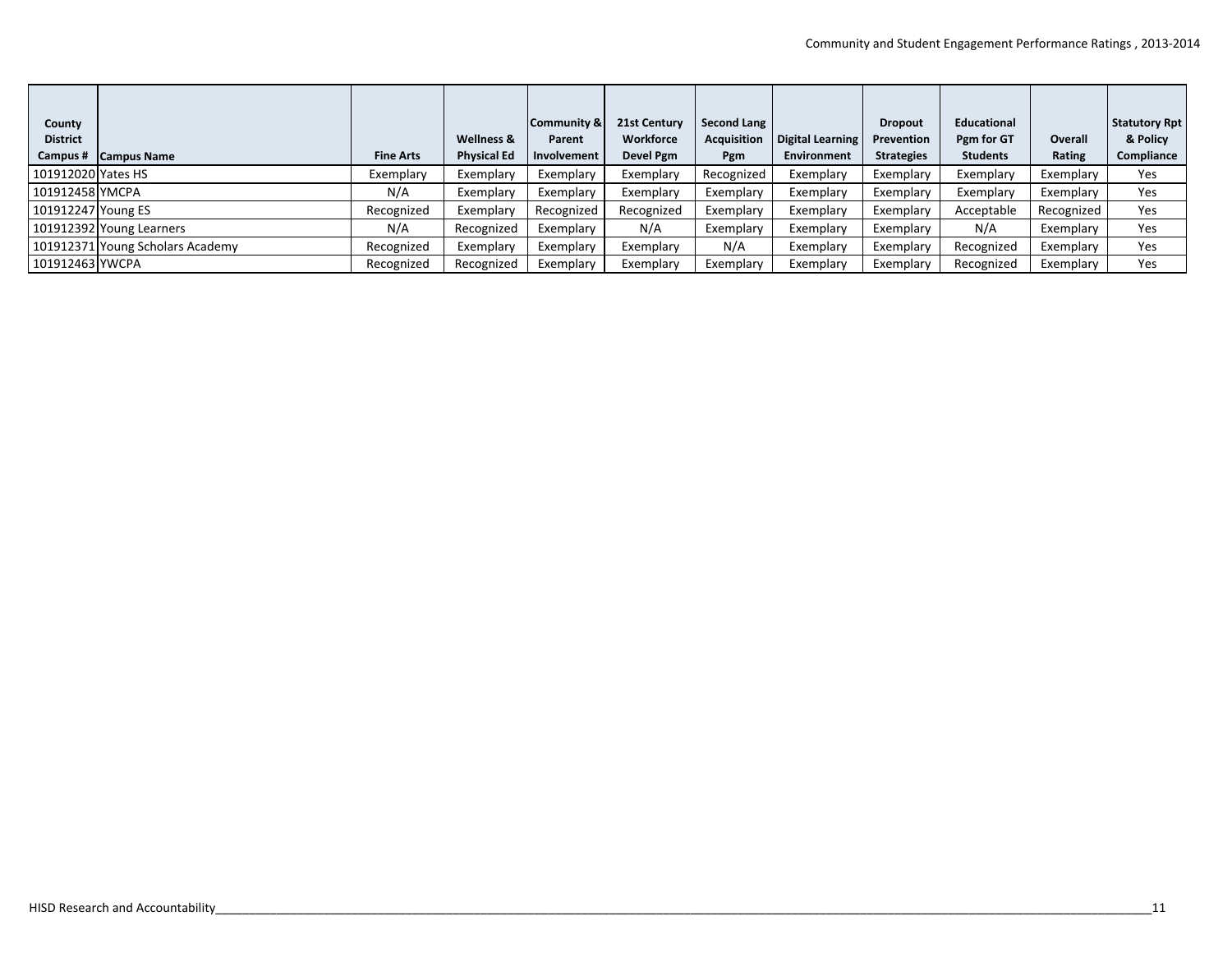| County District Campus # | Campus Name | Fine Arts | Wellness & Physical Ed | Community & Parent Involvement | 21st Century Workforce Devel Pgm | Second Lang Acquisition Pgm | Digital Learning Environment | Dropout Prevention Strategies | Educational Pgm for GT Students | Overall Rating | Statutory Rpt & Policy Compliance |
|---|---|---|---|---|---|---|---|---|---|---|---|
| 101912020 | Yates HS | Exemplary | Exemplary | Exemplary | Exemplary | Recognized | Exemplary | Exemplary | Exemplary | Exemplary | Yes |
| 101912458 | YMCPA | N/A | Exemplary | Exemplary | Exemplary | Exemplary | Exemplary | Exemplary | Exemplary | Exemplary | Yes |
| 101912247 | Young ES | Recognized | Exemplary | Recognized | Recognized | Exemplary | Exemplary | Exemplary | Acceptable | Recognized | Yes |
| 101912392 | Young Learners | N/A | Recognized | Exemplary | N/A | Exemplary | Exemplary | Exemplary | N/A | Exemplary | Yes |
| 101912371 | Young Scholars Academy | Recognized | Exemplary | Exemplary | Exemplary | N/A | Exemplary | Exemplary | Recognized | Exemplary | Yes |
| 101912463 | YWCPA | Recognized | Recognized | Exemplary | Exemplary | Exemplary | Exemplary | Exemplary | Recognized | Exemplary | Yes |